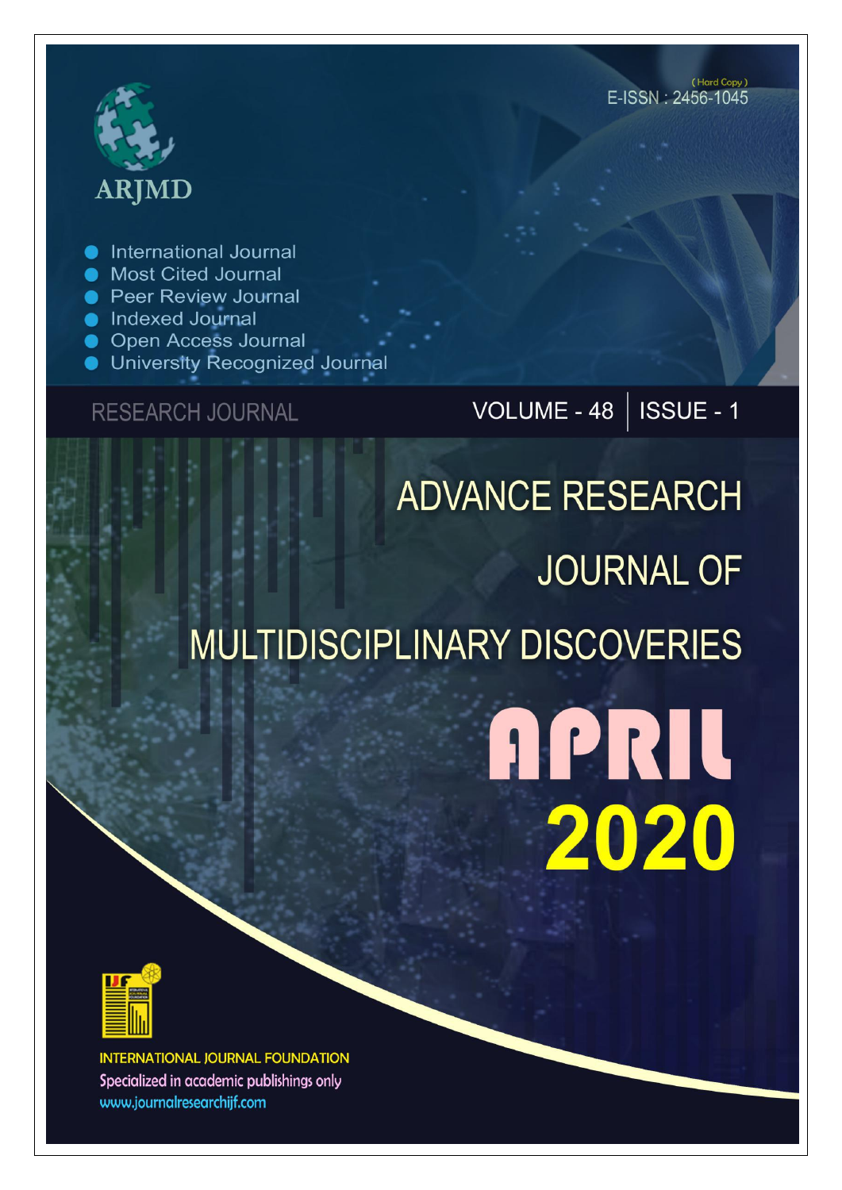ARJMD

(Hard Copy)
E-ISSN : 2456-1045

- International Journal
- Most Cited Journal
- Peer Review Journal
- Indexed Journal
- Open Access Journal
- University Recognized Journal

RESEARCH JOURNAL

VOLUME - 48 | ISSUE - 1

# ADVANCE RESEARCH JOURNAL OF MULTIDISCIPLINARY DISCOVERIES

# APRIL 2020

INTERNATIONAL JOURNAL FOUNDATION

Specialized in academic publishings only

www.journalresearchijf.com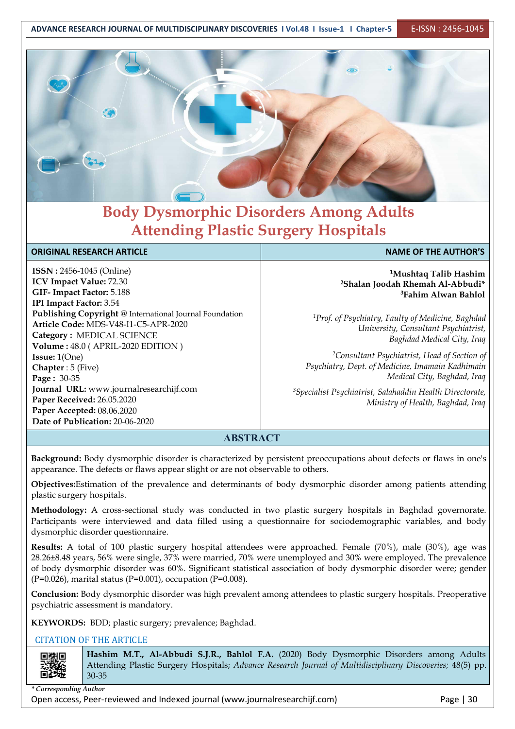# Body Dysmorphic Disorders Among Adults Attending Plastic Surgery Hospitals

| ORIGINAL RESEARCH ARTICLE | NAME OF THE AUTHOR'S |
|---|---|
| **ISSN :** 2456-1045 (Online)<br>**ICV Impact Value:** 72.30<br>**GIF- Impact Factor:** 5.188<br>**IPI Impact Factor:** 3.54<br>**Publishing Copyright** @ International Journal Foundation<br>**Article Code:** MDS-V48-I1-C5-APR-2020<br>**Category :** MEDICAL SCIENCE<br>**Volume :** 48.0 ( APRIL-2020 EDITION )<br>**Issue:** 1(One)<br>**Chapter** : 5 (Five)<br>**Page :** 30-35<br>**Journal URL:** www.journalresearchijf.com<br>**Paper Received:** 26.05.2020<br>**Paper Accepted:** 08.06.2020<br>**Date of Publication:** 20-06-2020 | **[1]Mushtaq Talib Hashim**<br>**[2]Shalan Joodah Rhemah Al-Abbudi***<br>**[3]Fahim Alwan Bahlol**<br><br>*[1]Prof. of Psychiatry, Faulty of Medicine, Baghdad University, Consultant Psychiatrist, Baghdad Medical City, Iraq*<br><br>*[2]Consultant Psychiatrist, Head of Section of Psychiatry, Dept. of Medicine, Imamain Kadhimain Medical City, Baghdad, Iraq*<br><br>*[3]Specialist Psychiatrist, Salahaddin Health Directorate, Ministry of Health, Baghdad, Iraq* |

## ABSTRACT

**Background:** Body dysmorphic disorder is characterized by persistent preoccupations about defects or flaws in one's appearance. The defects or flaws appear slight or are not observable to others.

**Objectives:**Estimation of the prevalence and determinants of body dysmorphic disorder among patients attending plastic surgery hospitals.

**Methodology:** A cross-sectional study was conducted in two plastic surgery hospitals in Baghdad governorate. Participants were interviewed and data filled using a questionnaire for sociodemographic variables, and body dysmorphic disorder questionnaire.

**Results:** A total of 100 plastic surgery hospital attendees were approached. Female (70%), male (30%), age was 28.26±8.48 years, 56% were single, 37% were married, 70% were unemployed and 30% were employed. The prevalence of body dysmorphic disorder was 60%. Significant statistical association of body dysmorphic disorder were; gender (P=0.026), marital status (P=0.001), occupation (P=0.008).

**Conclusion:** Body dysmorphic disorder was high prevalent among attendees to plastic surgery hospitals. Preoperative psychiatric assessment is mandatory.

**KEYWORDS:** BDD; plastic surgery; prevalence; Baghdad.

## CITATION OF THE ARTICLE

**Hashim M.T., Al-Abbudi S.J.R., Bahlol F.A.** (2020) Body Dysmorphic Disorders among Adults Attending Plastic Surgery Hospitals; *Advance Research Journal of Multidisciplinary Discoveries;* 48(5) pp. 30-35

*\* Corresponding Author*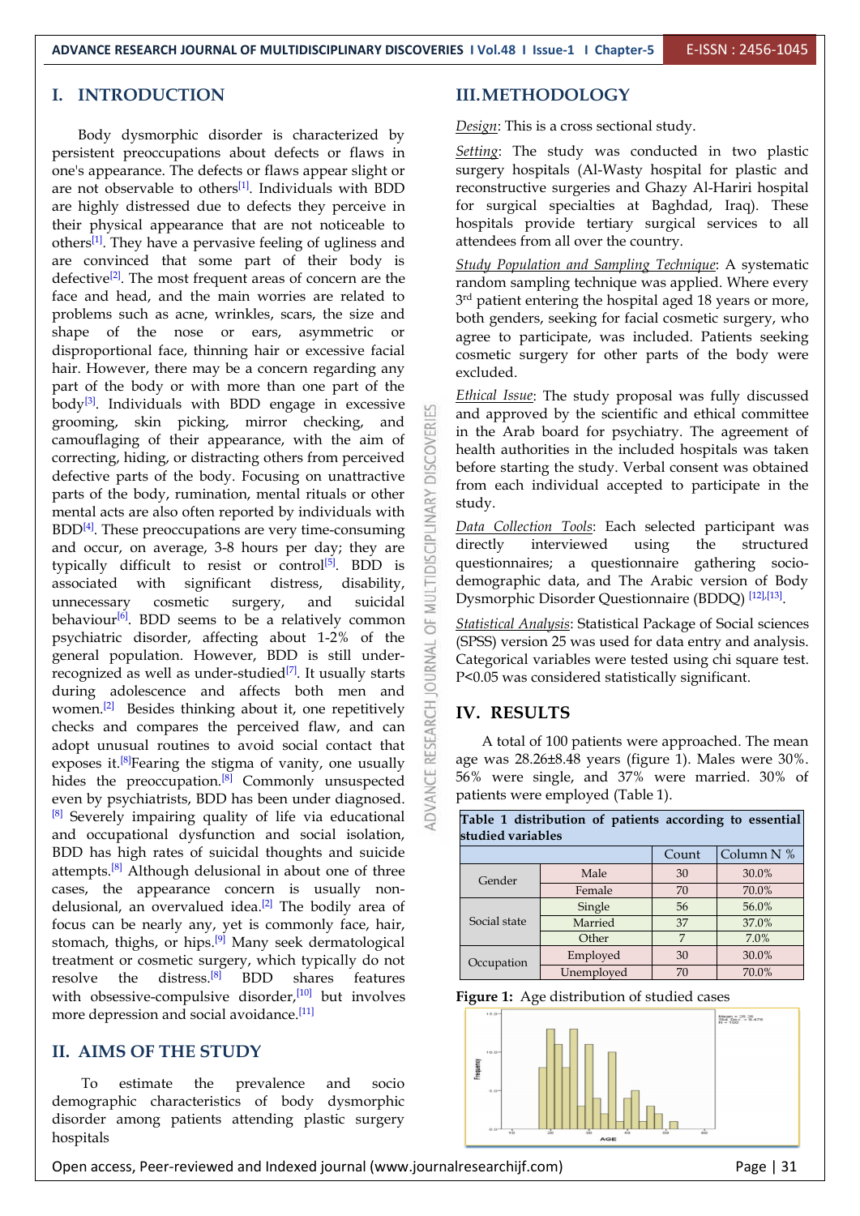# I. INTRODUCTION

Body dysmorphic disorder is characterized by persistent preoccupations about defects or flaws in one's appearance. The defects or flaws appear slight or are not observable to others[1]. Individuals with BDD are highly distressed due to defects they perceive in their physical appearance that are not noticeable to others[1]. They have a pervasive feeling of ugliness and are convinced that some part of their body is defective[2]. The most frequent areas of concern are the face and head, and the main worries are related to problems such as acne, wrinkles, scars, the size and shape of the nose or ears, asymmetric or disproportional face, thinning hair or excessive facial hair. However, there may be a concern regarding any part of the body or with more than one part of the body[3]. Individuals with BDD engage in excessive grooming, skin picking, mirror checking, and camouflaging of their appearance, with the aim of correcting, hiding, or distracting others from perceived defective parts of the body. Focusing on unattractive parts of the body, rumination, mental rituals or other mental acts are also often reported by individuals with BDD[4]. These preoccupations are very time-consuming and occur, on average, 3-8 hours per day; they are typically difficult to resist or control[5]. BDD is associated with significant distress, disability, unnecessary cosmetic surgery, and suicidal behaviour[6]. BDD seems to be a relatively common psychiatric disorder, affecting about 1-2% of the general population. However, BDD is still under-recognized as well as under-studied[7]. It usually starts during adolescence and affects both men and women.[2] Besides thinking about it, one repetitively checks and compares the perceived flaw, and can adopt unusual routines to avoid social contact that exposes it.[8]Fearing the stigma of vanity, one usually hides the preoccupation.[8] Commonly unsuspected even by psychiatrists, BDD has been under diagnosed.[8] Severely impairing quality of life via educational and occupational dysfunction and social isolation, BDD has high rates of suicidal thoughts and suicide attempts.[8] Although delusional in about one of three cases, the appearance concern is usually non-delusional, an overvalued idea.[2] The bodily area of focus can be nearly any, yet is commonly face, hair, stomach, thighs, or hips.[9] Many seek dermatological treatment or cosmetic surgery, which typically do not resolve the distress.[8] BDD shares features with obsessive-compulsive disorder,[10] but involves more depression and social avoidance.[11]

# II. AIMS OF THE STUDY

To estimate the prevalence and socio demographic characteristics of body dysmorphic disorder among patients attending plastic surgery hospitals

# III. METHODOLOGY

*Design*: This is a cross sectional study.

*Setting*: The study was conducted in two plastic surgery hospitals (Al-Wasty hospital for plastic and reconstructive surgeries and Ghazy Al-Hariri hospital for surgical specialties at Baghdad, Iraq). These hospitals provide tertiary surgical services to all attendees from all over the country.

*Study Population and Sampling Technique*: A systematic random sampling technique was applied. Where every 3rd patient entering the hospital aged 18 years or more, both genders, seeking for facial cosmetic surgery, who agree to participate, was included. Patients seeking cosmetic surgery for other parts of the body were excluded.

*Ethical Issue*: The study proposal was fully discussed and approved by the scientific and ethical committee in the Arab board for psychiatry. The agreement of health authorities in the included hospitals was taken before starting the study. Verbal consent was obtained from each individual accepted to participate in the study.

*Data Collection Tools*: Each selected participant was directly interviewed using the structured questionnaires; a questionnaire gathering socio-demographic data, and The Arabic version of Body Dysmorphic Disorder Questionnaire (BDDQ) [12],[13].

*Statistical Analysis*: Statistical Package of Social sciences (SPSS) version 25 was used for data entry and analysis. Categorical variables were tested using chi square test. P<0.05 was considered statistically significant.

# IV. RESULTS

A total of 100 patients were approached. The mean age was 28.26±8.48 years (figure 1). Males were 30%. 56% were single, and 37% were married. 30% of patients were employed (Table 1).

**Table 1 distribution of patients according to essential studied variables**

| | | Count | Column N % |
|---|---|---|---|
| Gender | Male | 30 | 30.0% |
| | Female | 70 | 70.0% |
| Social state | Single | 56 | 56.0% |
| | Married | 37 | 37.0% |
| | Other | 7 | 7.0% |
| Occupation | Employed | 30 | 30.0% |
| | Unemployed | 70 | 70.0% |

**Figure 1:** Age distribution of studied cases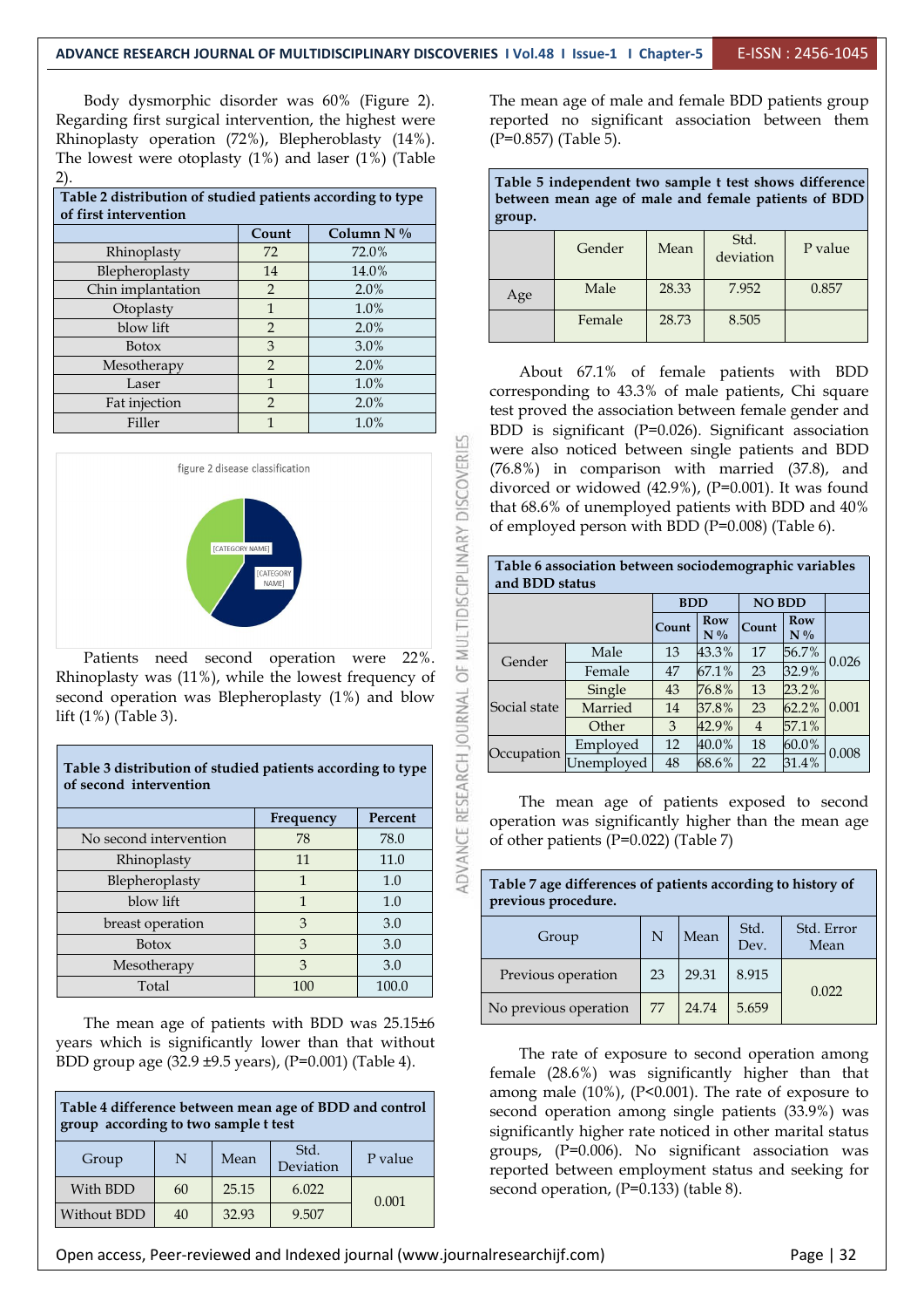Body dysmorphic disorder was 60% (Figure 2). Regarding first surgical intervention, the highest were Rhinoplasty operation (72%), Blepheroblasty (14%). The lowest were otoplasty (1%) and laser (1%) (Table 2).

**Table 2 distribution of studied patients according to type of first intervention**

| | Count | Column N % |
|---|---|---|
| Rhinoplasty | 72 | 72.0% |
| Blepheroplasty | 14 | 14.0% |
| Chin implantation | 2 | 2.0% |
| Otoplasty | 1 | 1.0% |
| blow lift | 2 | 2.0% |
| Botox | 3 | 3.0% |
| Mesotherapy | 2 | 2.0% |
| Laser | 1 | 1.0% |
| Fat injection | 2 | 2.0% |
| Filler | 1 | 1.0% |

figure 2 disease classification

Patients need second operation were 22%. Rhinoplasty was (11%), while the lowest frequency of second operation was Blepheroplasty (1%) and blow lift (1%) (Table 3).

**Table 3 distribution of studied patients according to type of second intervention**

| | Frequency | Percent |
|---|---|---|
| No second intervention | 78 | 78.0 |
| Rhinoplasty | 11 | 11.0 |
| Blepheroplasty | 1 | 1.0 |
| blow lift | 1 | 1.0 |
| breast operation | 3 | 3.0 |
| Botox | 3 | 3.0 |
| Mesotherapy | 3 | 3.0 |
| Total | 100 | 100.0 |

The mean age of patients with BDD was 25.15±6 years which is significantly lower than that without BDD group age (32.9 ±9.5 years), (P=0.001) (Table 4).

**Table 4 difference between mean age of BDD and control group according to two sample t test**

| Group | N | Mean | Std. Deviation | P value |
|---|---|---|---|---|
| With BDD | 60 | 25.15 | 6.022 | 0.001 |
| Without BDD | 40 | 32.93 | 9.507 | |

The mean age of male and female BDD patients group reported no significant association between them (P=0.857) (Table 5).

**Table 5 independent two sample t test shows difference between mean age of male and female patients of BDD group.**

| | Gender | Mean | Std. deviation | P value |
|---|---|---|---|---|
| Age | Male | 28.33 | 7.952 | 0.857 |
| | Female | 28.73 | 8.505 | |

About 67.1% of female patients with BDD corresponding to 43.3% of male patients, Chi square test proved the association between female gender and BDD is significant (P=0.026). Significant association were also noticed between single patients and BDD (76.8%) in comparison with married (37.8), and divorced or widowed (42.9%), (P=0.001). It was found that 68.6% of unemployed patients with BDD and 40% of employed person with BDD (P=0.008) (Table 6).

**Table 6 association between sociodemographic variables and BDD status**

| | | BDD | | NO BDD | | |
|---|---|---|---|---|---|---|
| | | Count | Row N % | Count | Row N % | |
| Gender | Male | 13 | 43.3% | 17 | 56.7% | 0.026 |
| | Female | 47 | 67.1% | 23 | 32.9% | |
| Social state | Single | 43 | 76.8% | 13 | 23.2% | 0.001 |
| | Married | 14 | 37.8% | 23 | 62.2% | |
| | Other | 3 | 42.9% | 4 | 57.1% | |
| Occupation | Employed | 12 | 40.0% | 18 | 60.0% | 0.008 |
| | Unemployed | 48 | 68.6% | 22 | 31.4% | |

The mean age of patients exposed to second operation was significantly higher than the mean age of other patients (P=0.022) (Table 7)

**Table 7 age differences of patients according to history of previous procedure.**

| Group | N | Mean | Std. Dev. | Std. Error Mean |
|---|---|---|---|---|
| Previous operation | 23 | 29.31 | 8.915 | 0.022 |
| No previous operation | 77 | 24.74 | 5.659 | |

The rate of exposure to second operation among female (28.6%) was significantly higher than that among male (10%), (P<0.001). The rate of exposure to second operation among single patients (33.9%) was significantly higher rate noticed in other marital status groups, (P=0.006). No significant association was reported between employment status and seeking for second operation, (P=0.133) (table 8).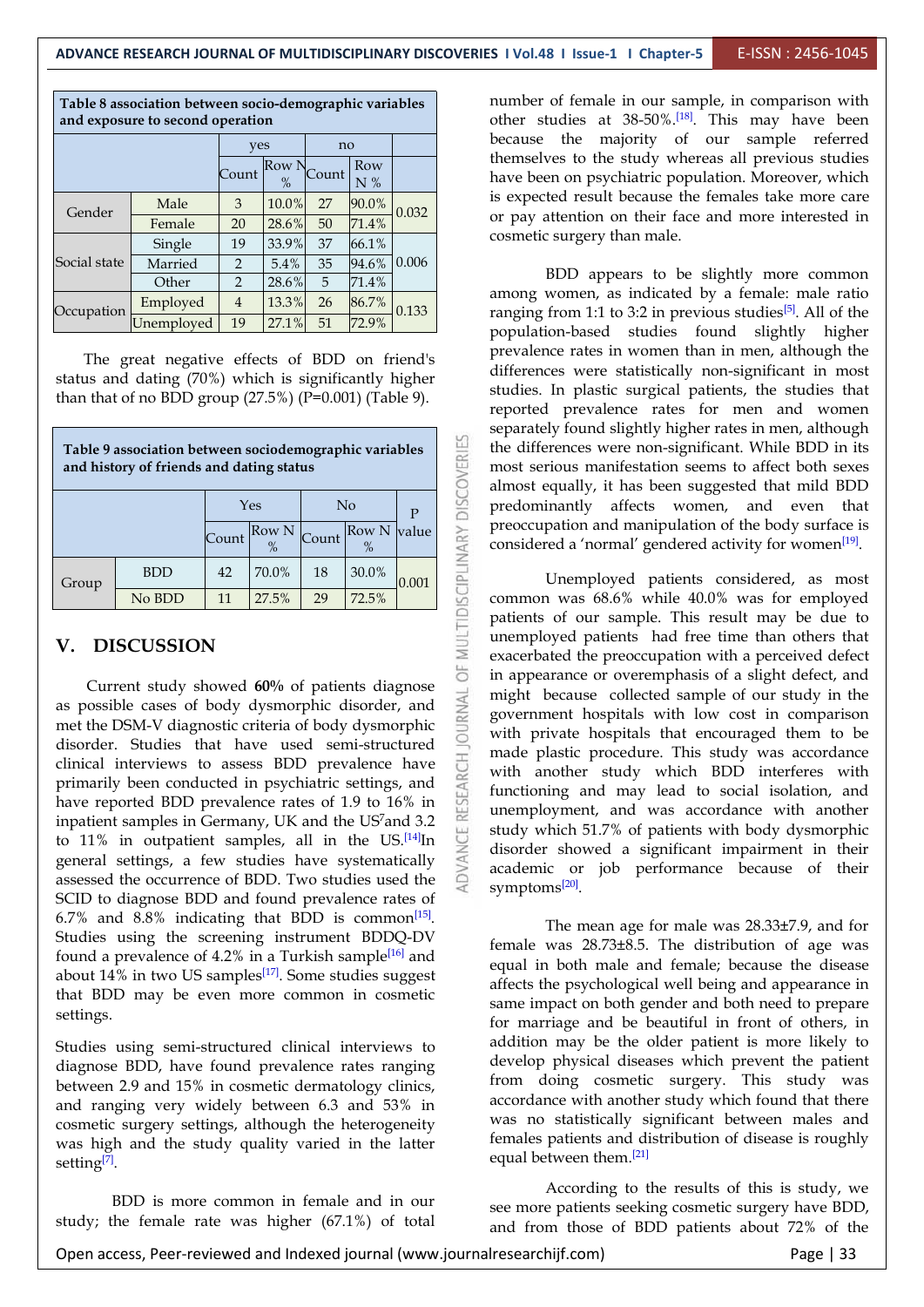**Table 8 association between socio-demographic variables and exposure to second operation**

| | | yes | | no | | |
|---|---|---|---|---|---|---|
| | | Count | Row N % | Count | Row N % | |
| Gender | Male | 3 | 10.0% | 27 | 90.0% | 0.032 |
| | Female | 20 | 28.6% | 50 | 71.4% | |
| Social state | Single | 19 | 33.9% | 37 | 66.1% | 0.006 |
| | Married | 2 | 5.4% | 35 | 94.6% | |
| | Other | 2 | 28.6% | 5 | 71.4% | |
| Occupation | Employed | 4 | 13.3% | 26 | 86.7% | 0.133 |
| | Unemployed | 19 | 27.1% | 51 | 72.9% | |

The great negative effects of BDD on friend's status and dating (70%) which is significantly higher than that of no BDD group (27.5%) (P=0.001) (Table 9).

**Table 9 association between sociodemographic variables and history of friends and dating status**

| | | Yes | | No | | P value |
|---|---|---|---|---|---|---|
| | | Count | Row N % | Count | Row N % | |
| Group | BDD | 42 | 70.0% | 18 | 30.0% | 0.001 |
| | No BDD | 11 | 27.5% | 29 | 72.5% | |

## V. DISCUSSION

Current study showed **60%** of patients diagnose as possible cases of body dysmorphic disorder, and met the DSM-V diagnostic criteria of body dysmorphic disorder. Studies that have used semi-structured clinical interviews to assess BDD prevalence have primarily been conducted in psychiatric settings, and have reported BDD prevalence rates of 1.9 to 16% in inpatient samples in Germany, UK and the US[7] and 3.2 to 11% in outpatient samples, all in the US.[14] In general settings, a few studies have systematically assessed the occurrence of BDD. Two studies used the SCID to diagnose BDD and found prevalence rates of 6.7% and 8.8% indicating that BDD is common[15]. Studies using the screening instrument BDDQ-DV found a prevalence of 4.2% in a Turkish sample[16] and about 14% in two US samples[17]. Some studies suggest that BDD may be even more common in cosmetic settings.

Studies using semi-structured clinical interviews to diagnose BDD, have found prevalence rates ranging between 2.9 and 15% in cosmetic dermatology clinics, and ranging very widely between 6.3 and 53% in cosmetic surgery settings, although the heterogeneity was high and the study quality varied in the latter setting[7].

BDD is more common in female and in our study; the female rate was higher (67.1%) of total number of female in our sample, in comparison with other studies at 38-50%.[18]. This may have been because the majority of our sample referred themselves to the study whereas all previous studies have been on psychiatric population. Moreover, which is expected result because the females take more care or pay attention on their face and more interested in cosmetic surgery than male.

BDD appears to be slightly more common among women, as indicated by a female: male ratio ranging from 1:1 to 3:2 in previous studies[5]. All of the population-based studies found slightly higher prevalence rates in women than in men, although the differences were statistically non-significant in most studies. In plastic surgical patients, the studies that reported prevalence rates for men and women separately found slightly higher rates in men, although the differences were non-significant. While BDD in its most serious manifestation seems to affect both sexes almost equally, it has been suggested that mild BDD predominantly affects women, and even that preoccupation and manipulation of the body surface is considered a 'normal' gendered activity for women[19].

Unemployed patients considered, as most common was 68.6% while 40.0% was for employed patients of our sample. This result may be due to unemployed patients had free time than others that exacerbated the preoccupation with a perceived defect in appearance or overemphasis of a slight defect, and might because collected sample of our study in the government hospitals with low cost in comparison with private hospitals that encouraged them to be made plastic procedure. This study was accordance with another study which BDD interferes with functioning and may lead to social isolation, and unemployment, and was accordance with another study which 51.7% of patients with body dysmorphic disorder showed a significant impairment in their academic or job performance because of their symptoms[20].

The mean age for male was 28.33±7.9, and for female was 28.73±8.5. The distribution of age was equal in both male and female; because the disease affects the psychological well being and appearance in same impact on both gender and both need to prepare for marriage and be beautiful in front of others, in addition may be the older patient is more likely to develop physical diseases which prevent the patient from doing cosmetic surgery. This study was accordance with another study which found that there was no statistically significant between males and females patients and distribution of disease is roughly equal between them.[21]

According to the results of this is study, we see more patients seeking cosmetic surgery have BDD, and from those of BDD patients about 72% of the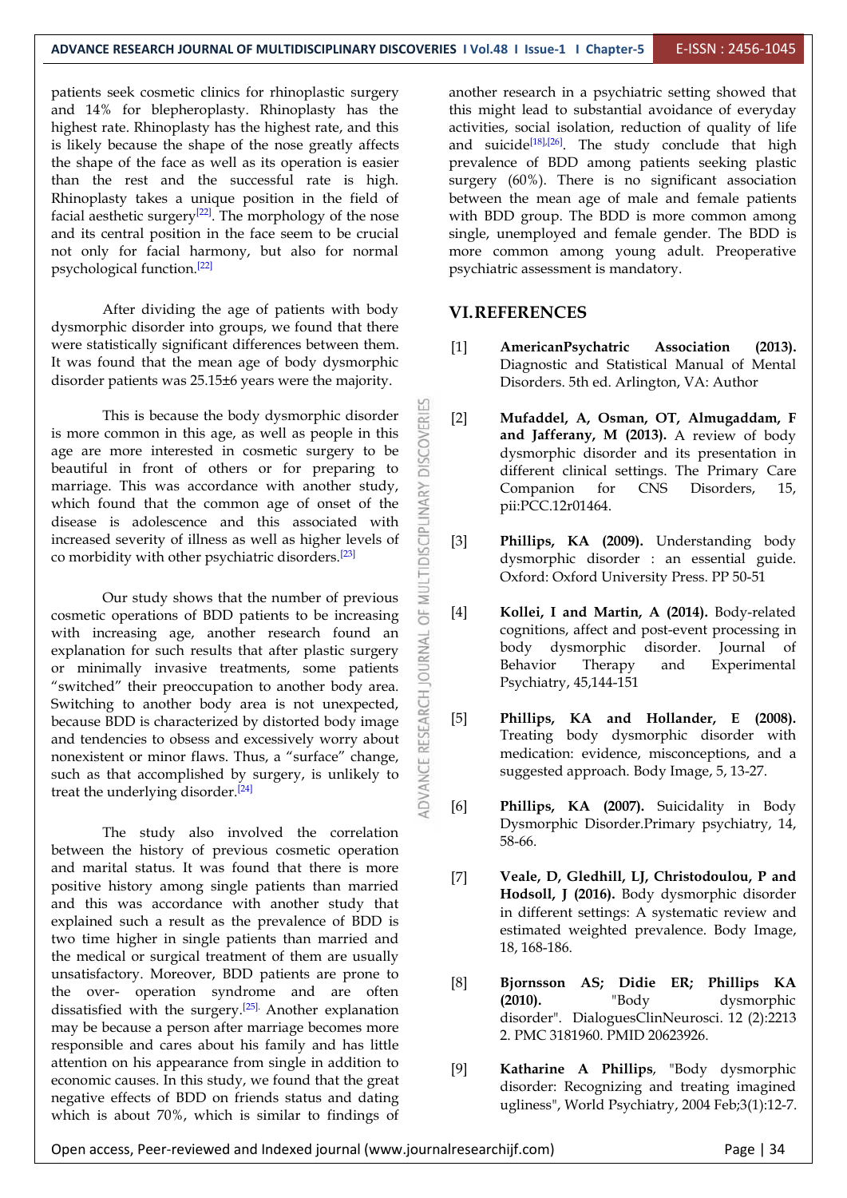patients seek cosmetic clinics for rhinoplastic surgery and 14% for blepheroplasty. Rhinoplasty has the highest rate. Rhinoplasty has the highest rate, and this is likely because the shape of the nose greatly affects the shape of the face as well as its operation is easier than the rest and the successful rate is high. Rhinoplasty takes a unique position in the field of facial aesthetic surgery[22]. The morphology of the nose and its central position in the face seem to be crucial not only for facial harmony, but also for normal psychological function.[22]

After dividing the age of patients with body dysmorphic disorder into groups, we found that there were statistically significant differences between them. It was found that the mean age of body dysmorphic disorder patients was 25.15±6 years were the majority.

This is because the body dysmorphic disorder is more common in this age, as well as people in this age are more interested in cosmetic surgery to be beautiful in front of others or for preparing to marriage. This was accordance with another study, which found that the common age of onset of the disease is adolescence and this associated with increased severity of illness as well as higher levels of co morbidity with other psychiatric disorders.[23]

Our study shows that the number of previous cosmetic operations of BDD patients to be increasing with increasing age, another research found an explanation for such results that after plastic surgery or minimally invasive treatments, some patients "switched" their preoccupation to another body area. Switching to another body area is not unexpected, because BDD is characterized by distorted body image and tendencies to obsess and excessively worry about nonexistent or minor flaws. Thus, a "surface" change, such as that accomplished by surgery, is unlikely to treat the underlying disorder.[24]

The study also involved the correlation between the history of previous cosmetic operation and marital status. It was found that there is more positive history among single patients than married and this was accordance with another study that explained such a result as the prevalence of BDD is two time higher in single patients than married and the medical or surgical treatment of them are usually unsatisfactory. Moreover, BDD patients are prone to the over- operation syndrome and are often dissatisfied with the surgery.[25]. Another explanation may be because a person after marriage becomes more responsible and cares about his family and has little attention on his appearance from single in addition to economic causes. In this study, we found that the great negative effects of BDD on friends status and dating which is about 70%, which is similar to findings of another research in a psychiatric setting showed that this might lead to substantial avoidance of everyday activities, social isolation, reduction of quality of life and suicide[18],[26]. The study conclude that high prevalence of BDD among patients seeking plastic surgery (60%). There is no significant association between the mean age of male and female patients with BDD group. The BDD is more common among single, unemployed and female gender. The BDD is more common among young adult. Preoperative psychiatric assessment is mandatory.

## VI. REFERENCES

[1] **AmericanPsychatric Association (2013).** Diagnostic and Statistical Manual of Mental Disorders. 5th ed. Arlington, VA: Author

[2] **Mufaddel, A, Osman, OT, Almugaddam, F and Jafferany, M (2013).** A review of body dysmorphic disorder and its presentation in different clinical settings. The Primary Care Companion for CNS Disorders, 15, pii:PCC.12r01464.

[3] **Phillips, KA (2009).** Understanding body dysmorphic disorder : an essential guide. Oxford: Oxford University Press. PP 50-51

[4] **Kollei, I and Martin, A (2014).** Body-related cognitions, affect and post-event processing in body dysmorphic disorder. Journal of Behavior Therapy and Experimental Psychiatry, 45,144-151

[5] **Phillips, KA and Hollander, E (2008).** Treating body dysmorphic disorder with medication: evidence, misconceptions, and a suggested approach. Body Image, 5, 13-27.

[6] **Phillips, KA (2007).** Suicidality in Body Dysmorphic Disorder.Primary psychiatry, 14, 58-66.

[7] **Veale, D, Gledhill, LJ, Christodoulou, P and Hodsoll, J (2016).** Body dysmorphic disorder in different settings: A systematic review and estimated weighted prevalence. Body Image, 18, 168-186.

[8] **Bjornsson AS; Didie ER; Phillips KA (2010).** "Body dysmorphic disorder". DialoguesClinNeurosci. 12 (2):2213 2. PMC 3181960. PMID 20623926.

[9] **Katharine A Phillips**, "Body dysmorphic disorder: Recognizing and treating imagined ugliness", World Psychiatry, 2004 Feb;3(1):12-7.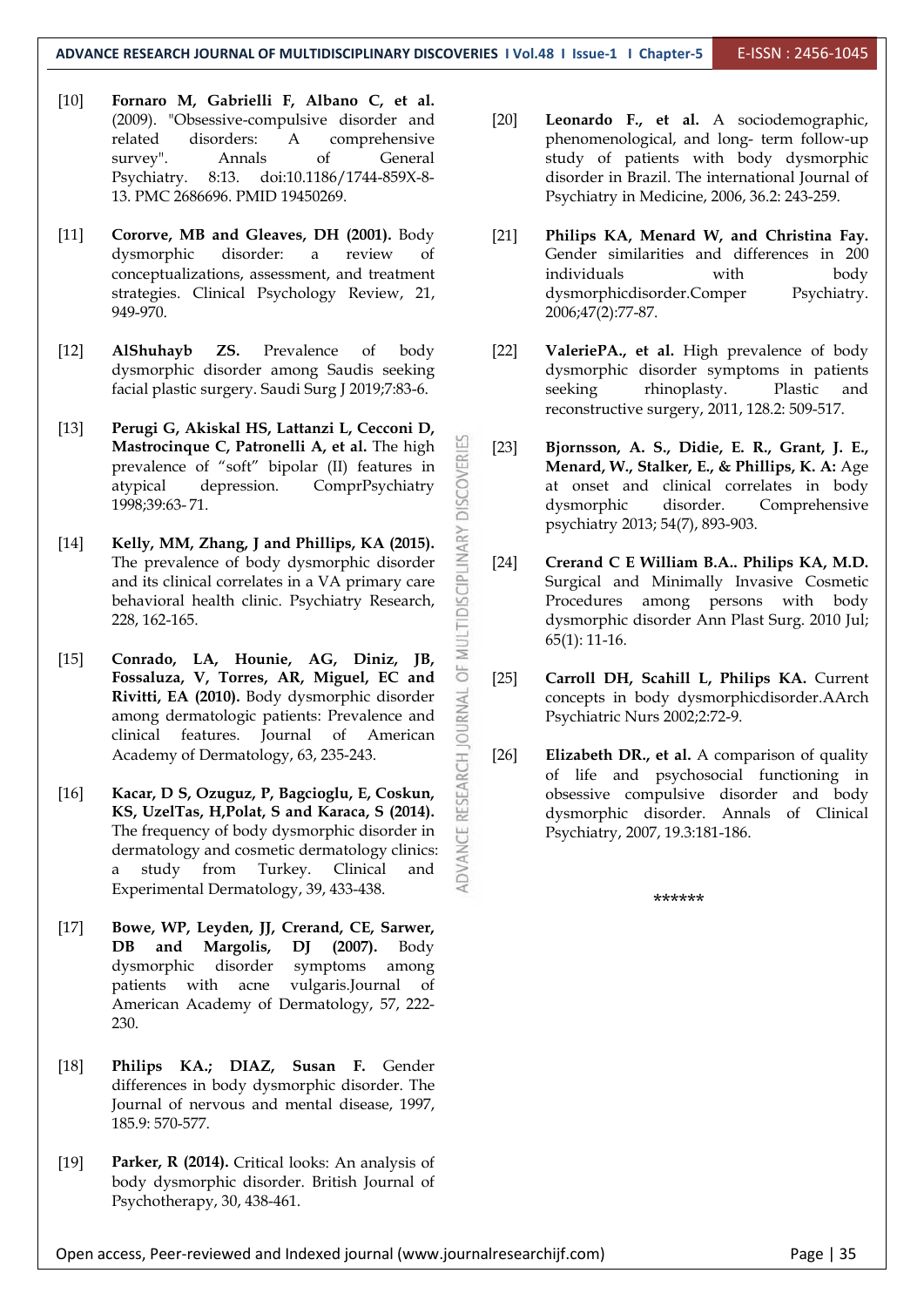[10] **Fornaro M, Gabrielli F, Albano C, et al.** (2009). "Obsessive-compulsive disorder and related disorders: A comprehensive survey". Annals of General Psychiatry. 8:13. doi:10.1186/1744-859X-8-13. PMC 2686696. PMID 19450269.

[11] **Cororve, MB and Gleaves, DH (2001).** Body dysmorphic disorder: a review of conceptualizations, assessment, and treatment strategies. Clinical Psychology Review, 21, 949-970.

[12] **AlShuhayb ZS.** Prevalence of body dysmorphic disorder among Saudis seeking facial plastic surgery. Saudi Surg J 2019;7:83-6.

[13] **Perugi G, Akiskal HS, Lattanzi L, Cecconi D, Mastrocinque C, Patronelli A, et al.** The high prevalence of "soft" bipolar (II) features in atypical depression. ComprPsychiatry 1998;39:63- 71.

[14] **Kelly, MM, Zhang, J and Phillips, KA (2015).** The prevalence of body dysmorphic disorder and its clinical correlates in a VA primary care behavioral health clinic. Psychiatry Research, 228, 162-165.

[15] **Conrado, LA, Hounie, AG, Diniz, JB, Fossaluza, V, Torres, AR, Miguel, EC and Rivitti, EA (2010).** Body dysmorphic disorder among dermatologic patients: Prevalence and clinical features. Journal of American Academy of Dermatology, 63, 235-243.

[16] **Kacar, D S, Ozuguz, P, Bagcioglu, E, Coskun, KS, UzelTas, H,Polat, S and Karaca, S (2014).** The frequency of body dysmorphic disorder in dermatology and cosmetic dermatology clinics: a study from Turkey. Clinical and Experimental Dermatology, 39, 433-438.

[17] **Bowe, WP, Leyden, JJ, Crerand, CE, Sarwer, DB and Margolis, DJ (2007).** Body dysmorphic disorder symptoms among patients with acne vulgaris.Journal of American Academy of Dermatology, 57, 222-230.

[18] **Philips KA.; DIAZ, Susan F.** Gender differences in body dysmorphic disorder. The Journal of nervous and mental disease, 1997, 185.9: 570-577.

[19] **Parker, R (2014).** Critical looks: An analysis of body dysmorphic disorder. British Journal of Psychotherapy, 30, 438-461.

[20] **Leonardo F., et al.** A sociodemographic, phenomenological, and long- term follow-up study of patients with body dysmorphic disorder in Brazil. The international Journal of Psychiatry in Medicine, 2006, 36.2: 243-259.

[21] **Philips KA, Menard W, and Christina Fay.** Gender similarities and differences in 200 individuals with body dysmorphicdisorder.Comper Psychiatry. 2006;47(2):77-87.

[22] **ValeriePA., et al.** High prevalence of body dysmorphic disorder symptoms in patients seeking rhinoplasty. Plastic and reconstructive surgery, 2011, 128.2: 509-517.

[23] **Bjornsson, A. S., Didie, E. R., Grant, J. E., Menard, W., Stalker, E., & Phillips, K. A:** Age at onset and clinical correlates in body dysmorphic disorder. Comprehensive psychiatry 2013; 54(7), 893-903.

[24] **Crerand C E William B.A.. Philips KA, M.D.** Surgical and Minimally Invasive Cosmetic Procedures among persons with body dysmorphic disorder Ann Plast Surg. 2010 Jul; 65(1): 11-16.

[25] **Carroll DH, Scahill L, Philips KA.** Current concepts in body dysmorphicdisorder.AArch Psychiatric Nurs 2002;2:72-9.

[26] **Elizabeth DR., et al.** A comparison of quality of life and psychosocial functioning in obsessive compulsive disorder and body dysmorphic disorder. Annals of Clinical Psychiatry, 2007, 19.3:181-186.

******